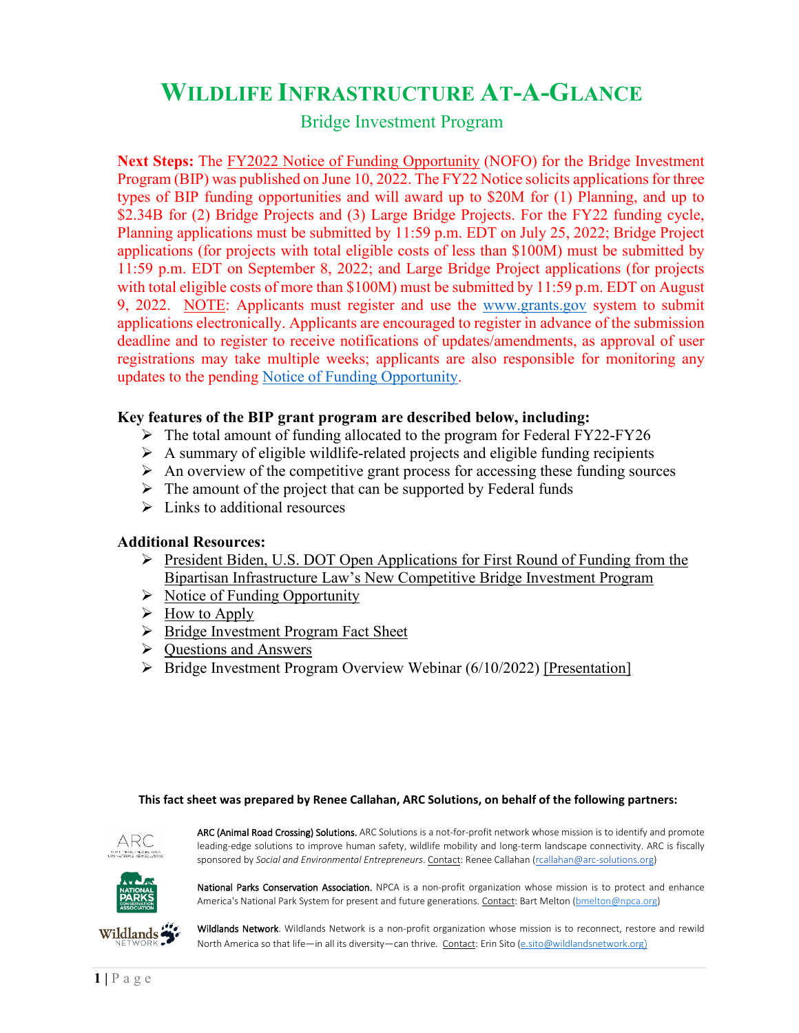# Wildlife Infrastructure At-A-Glance

## Bridge Investment Program

**Next Steps:** The FY2022 Notice of Funding Opportunity (NOFO) for the Bridge Investment Program (BIP) was published on June 10, 2022. The FY22 Notice solicits applications for three types of BIP funding opportunities and will award up to $20M for (1) Planning, and up to $2.34B for (2) Bridge Projects and (3) Large Bridge Projects. For the FY22 funding cycle, Planning applications must be submitted by 11:59 p.m. EDT on July 25, 2022; Bridge Project applications (for projects with total eligible costs of less than $100M) must be submitted by 11:59 p.m. EDT on September 8, 2022; and Large Bridge Project applications (for projects with total eligible costs of more than $100M) must be submitted by 11:59 p.m. EDT on August 9, 2022. NOTE: Applicants must register and use the www.grants.gov system to submit applications electronically. Applicants are encouraged to register in advance of the submission deadline and to register to receive notifications of updates/amendments, as approval of user registrations may take multiple weeks; applicants are also responsible for monitoring any updates to the pending Notice of Funding Opportunity.

**Key features of the BIP grant program are described below, including:**

- The total amount of funding allocated to the program for Federal FY22-FY26
- A summary of eligible wildlife-related projects and eligible funding recipients
- An overview of the competitive grant process for accessing these funding sources
- The amount of the project that can be supported by Federal funds
- Links to additional resources

**Additional Resources:**

- President Biden, U.S. DOT Open Applications for First Round of Funding from the Bipartisan Infrastructure Law's New Competitive Bridge Investment Program
- Notice of Funding Opportunity
- How to Apply
- Bridge Investment Program Fact Sheet
- Questions and Answers
- Bridge Investment Program Overview Webinar (6/10/2022) [Presentation]

**This fact sheet was prepared by Renee Callahan, ARC Solutions, on behalf of the following partners:**

ARC (Animal Road Crossing) Solutions. ARC Solutions is a not-for-profit network whose mission is to identify and promote leading-edge solutions to improve human safety, wildlife mobility and long-term landscape connectivity. ARC is fiscally sponsored by *Social and Environmental Entrepreneurs*. Contact: Renee Callahan (rcallahan@arc-solutions.org)

National Parks Conservation Association. NPCA is a non-profit organization whose mission is to protect and enhance America's National Park System for present and future generations. Contact: Bart Melton (bmelton@npca.org)

Wildlands Network. Wildlands Network is a non-profit organization whose mission is to reconnect, restore and rewild North America so that life—in all its diversity—can thrive. Contact: Erin Sito (e.sito@wildlandsnetwork.org)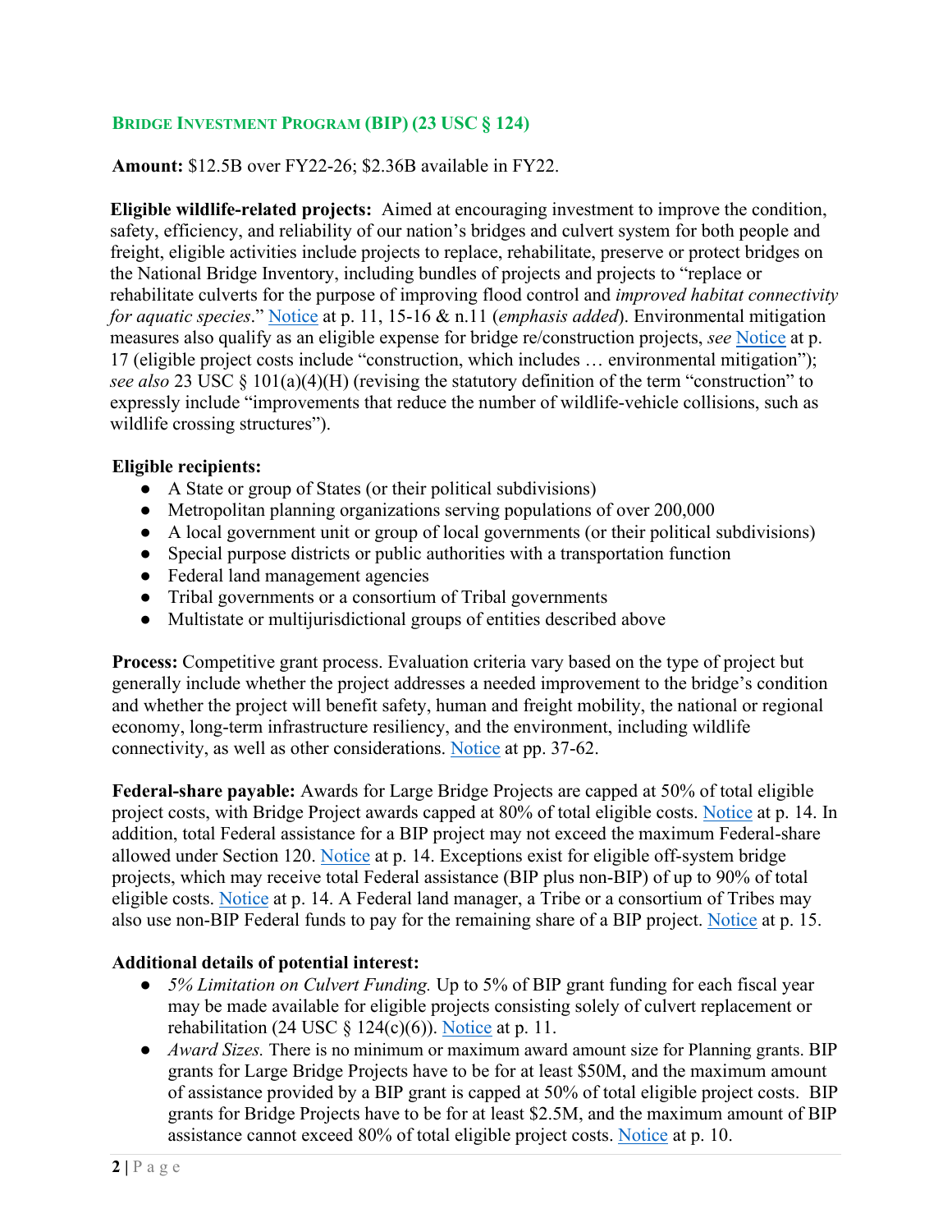## Bridge Investment Program (BIP) (23 USC § 124)

**Amount:** $12.5B over FY22-26; $2.36B available in FY22.

**Eligible wildlife-related projects:** Aimed at encouraging investment to improve the condition, safety, efficiency, and reliability of our nation's bridges and culvert system for both people and freight, eligible activities include projects to replace, rehabilitate, preserve or protect bridges on the National Bridge Inventory, including bundles of projects and projects to "replace or rehabilitate culverts for the purpose of improving flood control and *improved habitat connectivity for aquatic species*." Notice at p. 11, 15-16 & n.11 (*emphasis added*). Environmental mitigation measures also qualify as an eligible expense for bridge re/construction projects, *see* Notice at p. 17 (eligible project costs include "construction, which includes … environmental mitigation"); *see also* 23 USC § 101(a)(4)(H) (revising the statutory definition of the term "construction" to expressly include "improvements that reduce the number of wildlife-vehicle collisions, such as wildlife crossing structures").

**Eligible recipients:**

- A State or group of States (or their political subdivisions)
- Metropolitan planning organizations serving populations of over 200,000
- A local government unit or group of local governments (or their political subdivisions)
- Special purpose districts or public authorities with a transportation function
- Federal land management agencies
- Tribal governments or a consortium of Tribal governments
- Multistate or multijurisdictional groups of entities described above

**Process:** Competitive grant process. Evaluation criteria vary based on the type of project but generally include whether the project addresses a needed improvement to the bridge's condition and whether the project will benefit safety, human and freight mobility, the national or regional economy, long-term infrastructure resiliency, and the environment, including wildlife connectivity, as well as other considerations. Notice at pp. 37-62.

**Federal-share payable:** Awards for Large Bridge Projects are capped at 50% of total eligible project costs, with Bridge Project awards capped at 80% of total eligible costs. Notice at p. 14. In addition, total Federal assistance for a BIP project may not exceed the maximum Federal-share allowed under Section 120. Notice at p. 14. Exceptions exist for eligible off-system bridge projects, which may receive total Federal assistance (BIP plus non-BIP) of up to 90% of total eligible costs. Notice at p. 14. A Federal land manager, a Tribe or a consortium of Tribes may also use non-BIP Federal funds to pay for the remaining share of a BIP project. Notice at p. 15.

**Additional details of potential interest:**

- *5% Limitation on Culvert Funding.* Up to 5% of BIP grant funding for each fiscal year may be made available for eligible projects consisting solely of culvert replacement or rehabilitation (24 USC § 124(c)(6)). Notice at p. 11.
- *Award Sizes.* There is no minimum or maximum award amount size for Planning grants. BIP grants for Large Bridge Projects have to be for at least $50M, and the maximum amount of assistance provided by a BIP grant is capped at 50% of total eligible project costs. BIP grants for Bridge Projects have to be for at least $2.5M, and the maximum amount of BIP assistance cannot exceed 80% of total eligible project costs. Notice at p. 10.